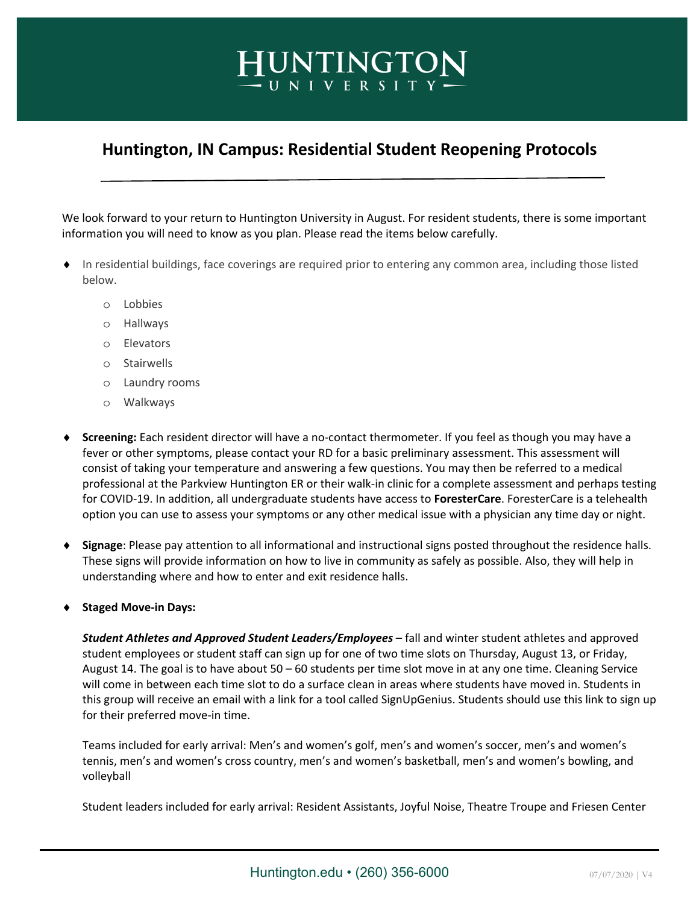# Huntington University

## Huntington, IN Campus: Residential Student Reopening Protocols

We look forward to your return to Huntington University in August. For resident students, there is some important information you will need to know as you plan. Please read the items below carefully.

- In residential buildings, face coverings are required prior to entering any common area, including those listed below.
    - Lobbies
    - Hallways
    - Elevators
    - Stairwells
    - Laundry rooms
    - Walkways

- **Screening:** Each resident director will have a no-contact thermometer. If you feel as though you may have a fever or other symptoms, please contact your RD for a basic preliminary assessment. This assessment will consist of taking your temperature and answering a few questions. You may then be referred to a medical professional at the Parkview Huntington ER or their walk-in clinic for a complete assessment and perhaps testing for COVID-19. In addition, all undergraduate students have access to **ForesterCare**. ForesterCare is a telehealth option you can use to assess your symptoms or any other medical issue with a physician any time day or night.

- **Signage**: Please pay attention to all informational and instructional signs posted throughout the residence halls. These signs will provide information on how to live in community as safely as possible. Also, they will help in understanding where and how to enter and exit residence halls.

- **Staged Move-in Days:**

    ***Student Athletes and Approved Student Leaders/Employees*** – fall and winter student athletes and approved student employees or student staff can sign up for one of two time slots on Thursday, August 13, or Friday, August 14. The goal is to have about 50 – 60 students per time slot move in at any one time. Cleaning Service will come in between each time slot to do a surface clean in areas where students have moved in. Students in this group will receive an email with a link for a tool called SignUpGenius. Students should use this link to sign up for their preferred move-in time.

    Teams included for early arrival: Men's and women's golf, men's and women's soccer, men's and women's tennis, men's and women's cross country, men's and women's basketball, men's and women's bowling, and volleyball

    Student leaders included for early arrival: Resident Assistants, Joyful Noise, Theatre Troupe and Friesen Center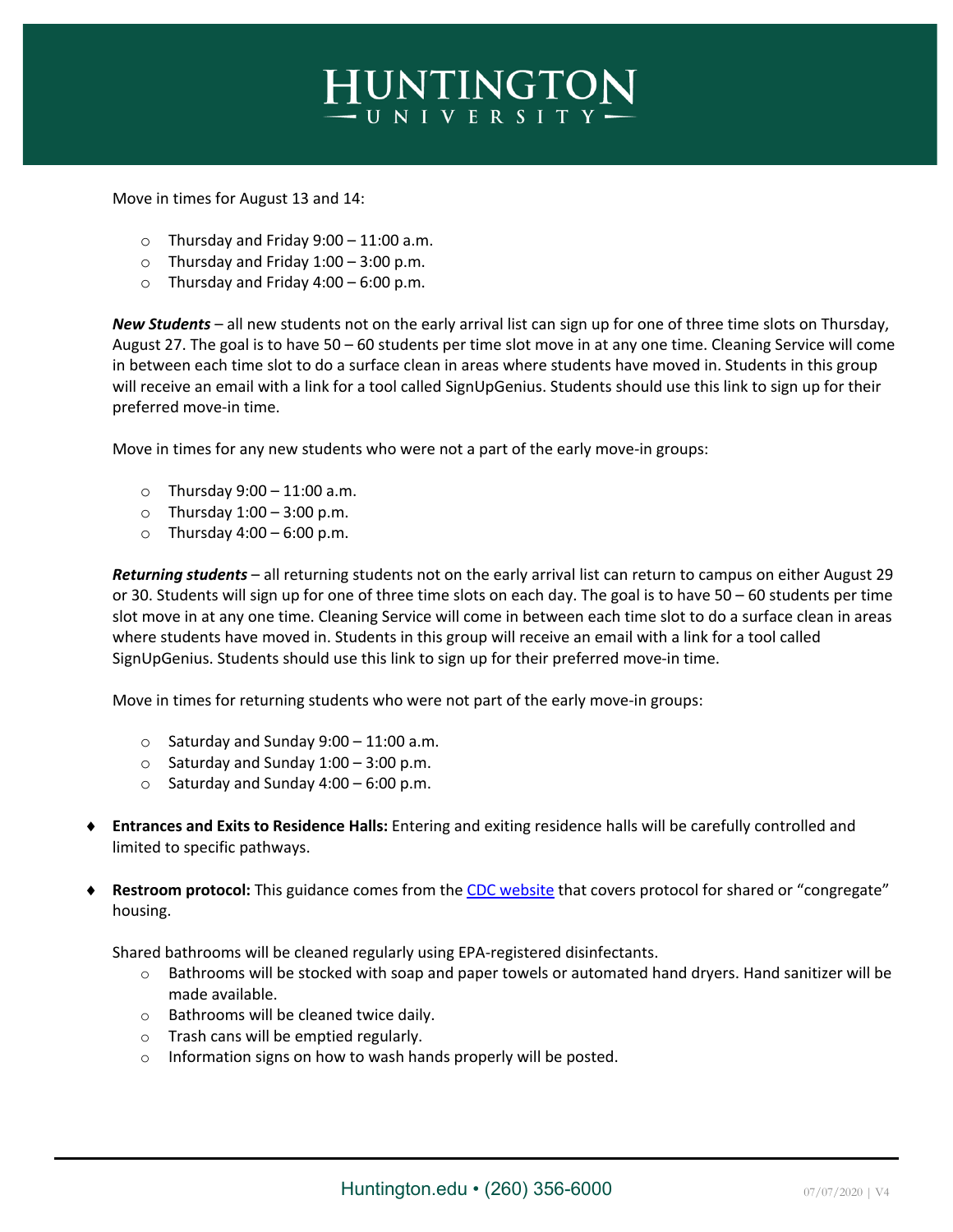Move in times for August 13 and 14:

- Thursday and Friday 9:00 – 11:00 a.m.
- Thursday and Friday 1:00 – 3:00 p.m.
- Thursday and Friday 4:00 – 6:00 p.m.

***New Students*** – all new students not on the early arrival list can sign up for one of three time slots on Thursday, August 27. The goal is to have 50 – 60 students per time slot move in at any one time. Cleaning Service will come in between each time slot to do a surface clean in areas where students have moved in. Students in this group will receive an email with a link for a tool called SignUpGenius. Students should use this link to sign up for their preferred move-in time.

Move in times for any new students who were not a part of the early move-in groups:

- Thursday 9:00 – 11:00 a.m.
- Thursday 1:00 – 3:00 p.m.
- Thursday 4:00 – 6:00 p.m.

***Returning students*** – all returning students not on the early arrival list can return to campus on either August 29 or 30. Students will sign up for one of three time slots on each day. The goal is to have 50 – 60 students per time slot move in at any one time. Cleaning Service will come in between each time slot to do a surface clean in areas where students have moved in. Students in this group will receive an email with a link for a tool called SignUpGenius. Students should use this link to sign up for their preferred move-in time.

Move in times for returning students who were not part of the early move-in groups:

- Saturday and Sunday 9:00 – 11:00 a.m.
- Saturday and Sunday 1:00 – 3:00 p.m.
- Saturday and Sunday 4:00 – 6:00 p.m.

- **Entrances and Exits to Residence Halls:** Entering and exiting residence halls will be carefully controlled and limited to specific pathways.

- **Restroom protocol:** This guidance comes from the CDC website that covers protocol for shared or "congregate" housing.

  Shared bathrooms will be cleaned regularly using EPA-registered disinfectants.
  - Bathrooms will be stocked with soap and paper towels or automated hand dryers. Hand sanitizer will be made available.
  - Bathrooms will be cleaned twice daily.
  - Trash cans will be emptied regularly.
  - Information signs on how to wash hands properly will be posted.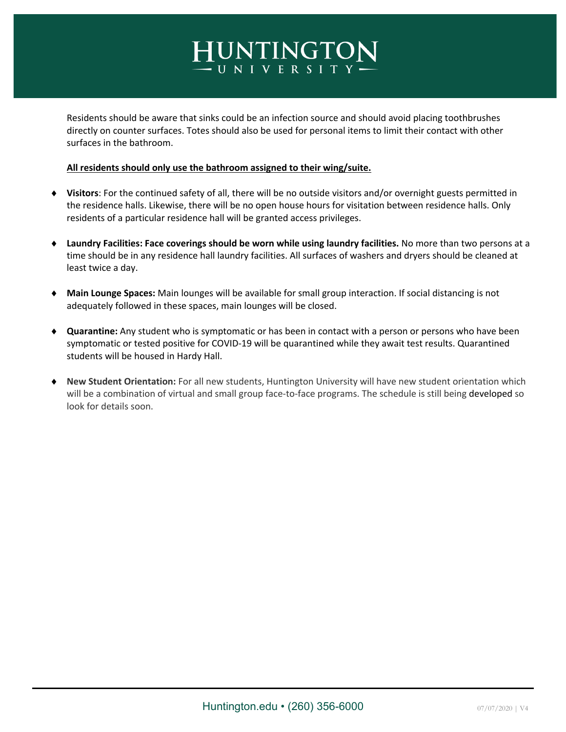Residents should be aware that sinks could be an infection source and should avoid placing toothbrushes directly on counter surfaces. Totes should also be used for personal items to limit their contact with other surfaces in the bathroom.

**<u>All residents should only use the bathroom assigned to their wing/suite.</u>**

- **Visitors**: For the continued safety of all, there will be no outside visitors and/or overnight guests permitted in the residence halls. Likewise, there will be no open house hours for visitation between residence halls. Only residents of a particular residence hall will be granted access privileges.

- **Laundry Facilities: Face coverings should be worn while using laundry facilities.** No more than two persons at a time should be in any residence hall laundry facilities. All surfaces of washers and dryers should be cleaned at least twice a day.

- **Main Lounge Spaces:** Main lounges will be available for small group interaction. If social distancing is not adequately followed in these spaces, main lounges will be closed.

- **Quarantine:** Any student who is symptomatic or has been in contact with a person or persons who have been symptomatic or tested positive for COVID-19 will be quarantined while they await test results. Quarantined students will be housed in Hardy Hall.

- **New Student Orientation:** For all new students, Huntington University will have new student orientation which will be a combination of virtual and small group face-to-face programs. The schedule is still being developed so look for details soon.